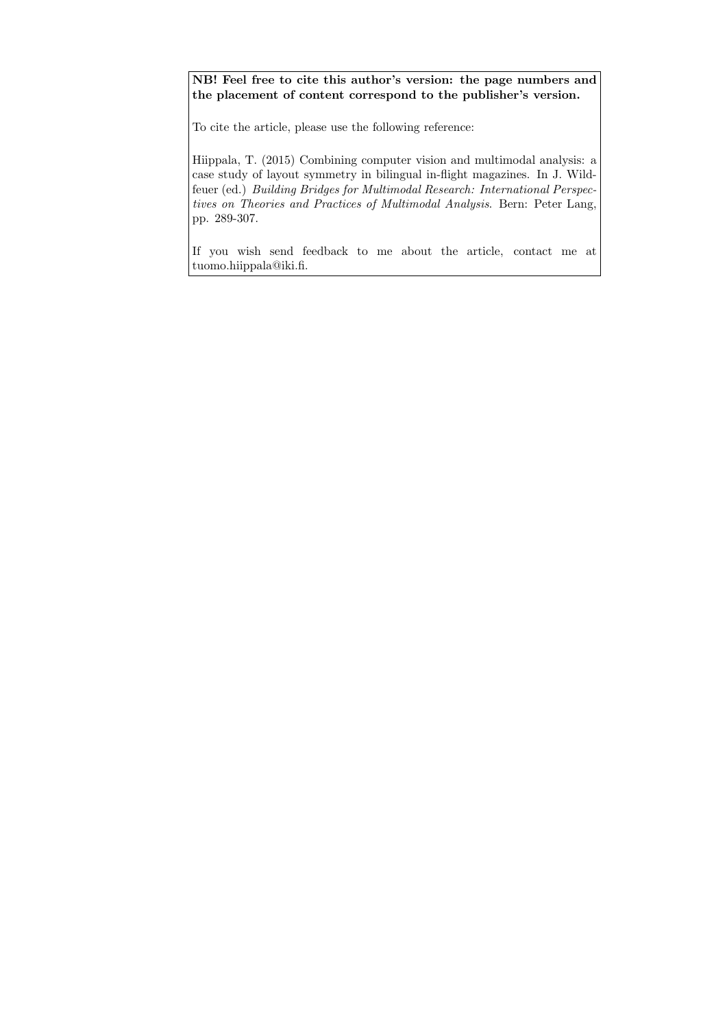**NB! Feel free to cite this author's version: the page numbers and the placement of content correspond to the publisher's version.**

To cite the article, please use the following reference:

Hiippala, T. (2015) Combining computer vision and multimodal analysis: a case study of layout symmetry in bilingual in-flight magazines. In J. Wildfeuer (ed.) *Building Bridges for Multimodal Research: International Perspectives on Theories and Practices of Multimodal Analysis*. Bern: Peter Lang, pp. 289-307.

If you wish send feedback to me about the article, contact me at tuomo.hiippala@iki.fi.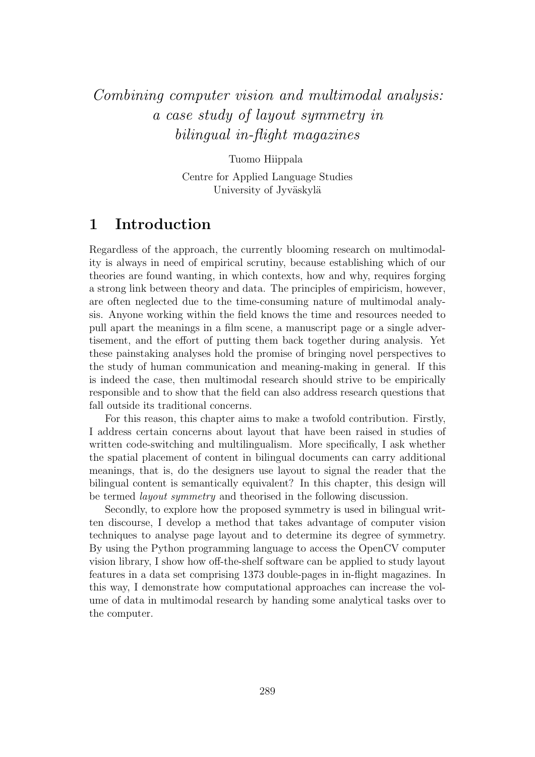*Combining computer vision and multimodal analysis: a case study of layout symmetry in bilingual in-flight magazines*

Tuomo Hiippala

Centre for Applied Language Studies
University of Jyväskylä

# 1 Introduction

Regardless of the approach, the currently blooming research on multimodality is always in need of empirical scrutiny, because establishing which of our theories are found wanting, in which contexts, how and why, requires forging a strong link between theory and data. The principles of empiricism, however, are often neglected due to the time-consuming nature of multimodal analysis. Anyone working within the field knows the time and resources needed to pull apart the meanings in a film scene, a manuscript page or a single advertisement, and the effort of putting them back together during analysis. Yet these painstaking analyses hold the promise of bringing novel perspectives to the study of human communication and meaning-making in general. If this is indeed the case, then multimodal research should strive to be empirically responsible and to show that the field can also address research questions that fall outside its traditional concerns.

For this reason, this chapter aims to make a twofold contribution. Firstly, I address certain concerns about layout that have been raised in studies of written code-switching and multilingualism. More specifically, I ask whether the spatial placement of content in bilingual documents can carry additional meanings, that is, do the designers use layout to signal the reader that the bilingual content is semantically equivalent? In this chapter, this design will be termed *layout symmetry* and theorised in the following discussion.

Secondly, to explore how the proposed symmetry is used in bilingual written discourse, I develop a method that takes advantage of computer vision techniques to analyse page layout and to determine its degree of symmetry. By using the Python programming language to access the OpenCV computer vision library, I show how off-the-shelf software can be applied to study layout features in a data set comprising 1373 double-pages in in-flight magazines. In this way, I demonstrate how computational approaches can increase the volume of data in multimodal research by handing some analytical tasks over to the computer.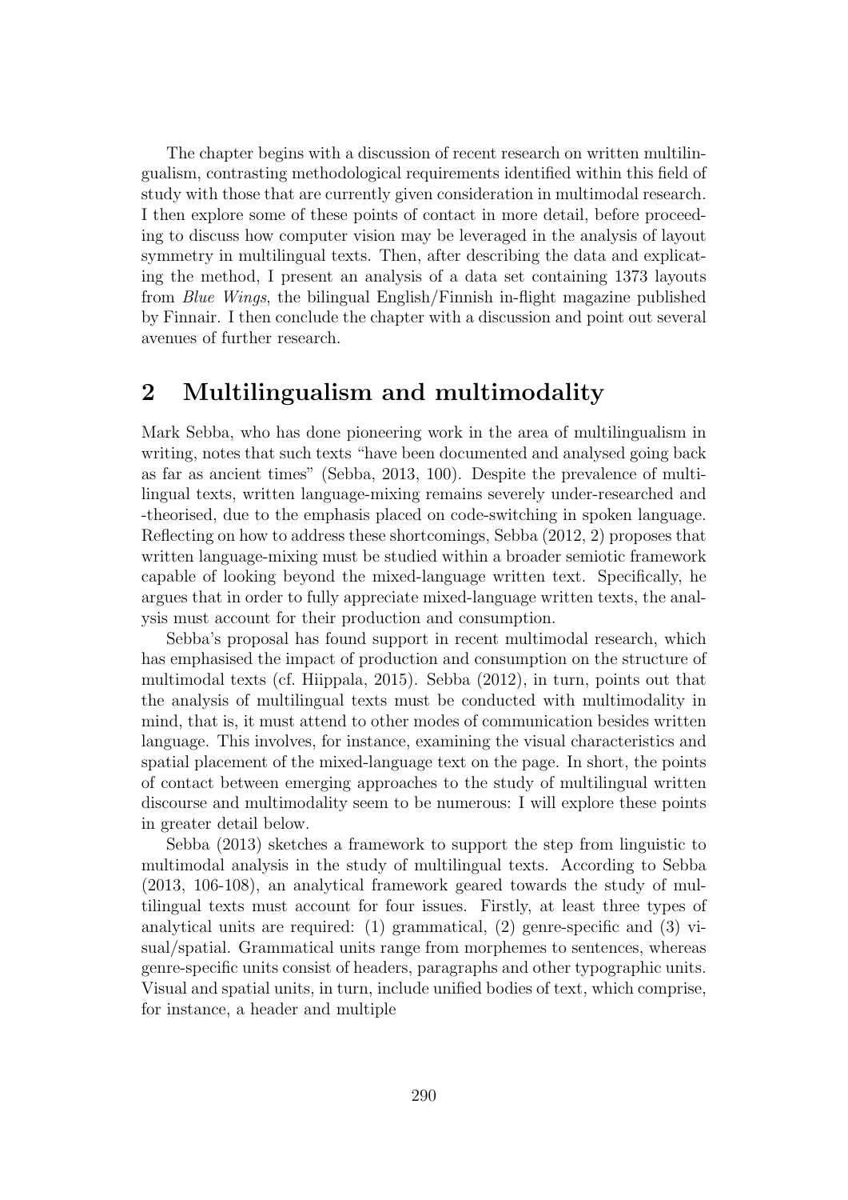The chapter begins with a discussion of recent research on written multilingualism, contrasting methodological requirements identified within this field of study with those that are currently given consideration in multimodal research. I then explore some of these points of contact in more detail, before proceeding to discuss how computer vision may be leveraged in the analysis of layout symmetry in multilingual texts. Then, after describing the data and explicating the method, I present an analysis of a data set containing 1373 layouts from *Blue Wings*, the bilingual English/Finnish in-flight magazine published by Finnair. I then conclude the chapter with a discussion and point out several avenues of further research.

## 2 Multilingualism and multimodality

Mark Sebba, who has done pioneering work in the area of multilingualism in writing, notes that such texts "have been documented and analysed going back as far as ancient times" (Sebba, 2013, 100). Despite the prevalence of multilingual texts, written language-mixing remains severely under-researched and -theorised, due to the emphasis placed on code-switching in spoken language. Reflecting on how to address these shortcomings, Sebba (2012, 2) proposes that written language-mixing must be studied within a broader semiotic framework capable of looking beyond the mixed-language written text. Specifically, he argues that in order to fully appreciate mixed-language written texts, the analysis must account for their production and consumption.

Sebba's proposal has found support in recent multimodal research, which has emphasised the impact of production and consumption on the structure of multimodal texts (cf. Hiippala, 2015). Sebba (2012), in turn, points out that the analysis of multilingual texts must be conducted with multimodality in mind, that is, it must attend to other modes of communication besides written language. This involves, for instance, examining the visual characteristics and spatial placement of the mixed-language text on the page. In short, the points of contact between emerging approaches to the study of multilingual written discourse and multimodality seem to be numerous: I will explore these points in greater detail below.

Sebba (2013) sketches a framework to support the step from linguistic to multimodal analysis in the study of multilingual texts. According to Sebba (2013, 106-108), an analytical framework geared towards the study of multilingual texts must account for four issues. Firstly, at least three types of analytical units are required: (1) grammatical, (2) genre-specific and (3) visual/spatial. Grammatical units range from morphemes to sentences, whereas genre-specific units consist of headers, paragraphs and other typographic units. Visual and spatial units, in turn, include unified bodies of text, which comprise, for instance, a header and multiple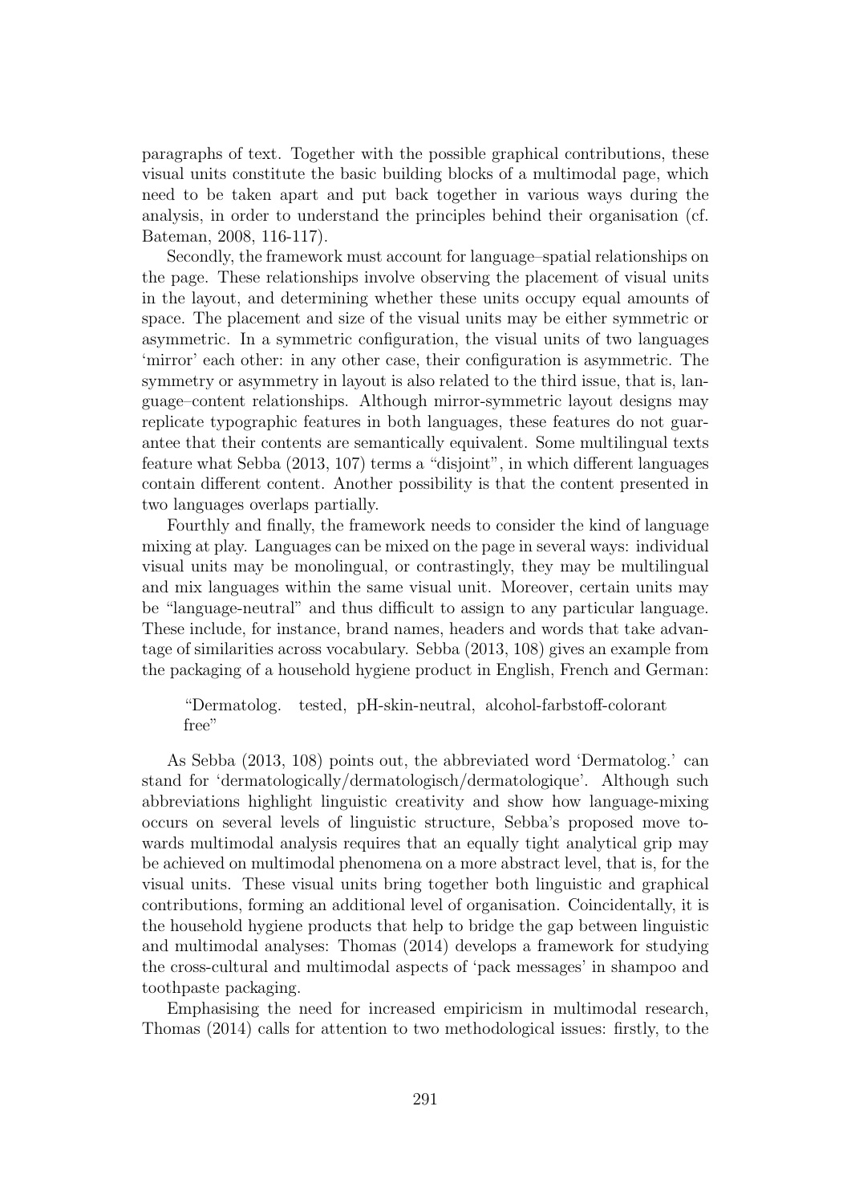paragraphs of text. Together with the possible graphical contributions, these visual units constitute the basic building blocks of a multimodal page, which need to be taken apart and put back together in various ways during the analysis, in order to understand the principles behind their organisation (cf. Bateman, 2008, 116-117).

Secondly, the framework must account for language–spatial relationships on the page. These relationships involve observing the placement of visual units in the layout, and determining whether these units occupy equal amounts of space. The placement and size of the visual units may be either symmetric or asymmetric. In a symmetric configuration, the visual units of two languages 'mirror' each other: in any other case, their configuration is asymmetric. The symmetry or asymmetry in layout is also related to the third issue, that is, language–content relationships. Although mirror-symmetric layout designs may replicate typographic features in both languages, these features do not guarantee that their contents are semantically equivalent. Some multilingual texts feature what Sebba (2013, 107) terms a "disjoint", in which different languages contain different content. Another possibility is that the content presented in two languages overlaps partially.

Fourthly and finally, the framework needs to consider the kind of language mixing at play. Languages can be mixed on the page in several ways: individual visual units may be monolingual, or contrastingly, they may be multilingual and mix languages within the same visual unit. Moreover, certain units may be "language-neutral" and thus difficult to assign to any particular language. These include, for instance, brand names, headers and words that take advantage of similarities across vocabulary. Sebba (2013, 108) gives an example from the packaging of a household hygiene product in English, French and German:

> "Dermatolog. tested, pH-skin-neutral, alcohol-farbstoff-colorant free"

As Sebba (2013, 108) points out, the abbreviated word 'Dermatolog.' can stand for 'dermatologically/dermatologisch/dermatologique'. Although such abbreviations highlight linguistic creativity and show how language-mixing occurs on several levels of linguistic structure, Sebba's proposed move towards multimodal analysis requires that an equally tight analytical grip may be achieved on multimodal phenomena on a more abstract level, that is, for the visual units. These visual units bring together both linguistic and graphical contributions, forming an additional level of organisation. Coincidentally, it is the household hygiene products that help to bridge the gap between linguistic and multimodal analyses: Thomas (2014) develops a framework for studying the cross-cultural and multimodal aspects of 'pack messages' in shampoo and toothpaste packaging.

Emphasising the need for increased empiricism in multimodal research, Thomas (2014) calls for attention to two methodological issues: firstly, to the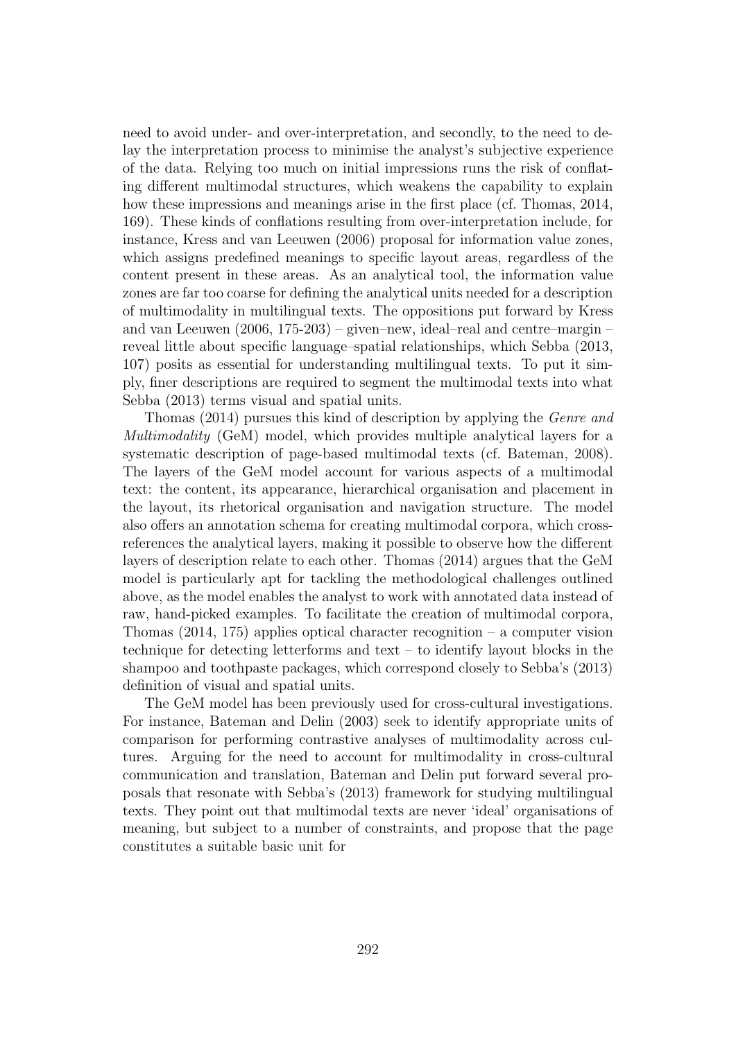need to avoid under- and over-interpretation, and secondly, to the need to delay the interpretation process to minimise the analyst's subjective experience of the data. Relying too much on initial impressions runs the risk of conflating different multimodal structures, which weakens the capability to explain how these impressions and meanings arise in the first place (cf. Thomas, 2014, 169). These kinds of conflations resulting from over-interpretation include, for instance, Kress and van Leeuwen (2006) proposal for information value zones, which assigns predefined meanings to specific layout areas, regardless of the content present in these areas. As an analytical tool, the information value zones are far too coarse for defining the analytical units needed for a description of multimodality in multilingual texts. The oppositions put forward by Kress and van Leeuwen (2006, 175-203) – given–new, ideal–real and centre–margin – reveal little about specific language–spatial relationships, which Sebba (2013, 107) posits as essential for understanding multilingual texts. To put it simply, finer descriptions are required to segment the multimodal texts into what Sebba (2013) terms visual and spatial units.

Thomas (2014) pursues this kind of description by applying the *Genre and Multimodality* (GeM) model, which provides multiple analytical layers for a systematic description of page-based multimodal texts (cf. Bateman, 2008). The layers of the GeM model account for various aspects of a multimodal text: the content, its appearance, hierarchical organisation and placement in the layout, its rhetorical organisation and navigation structure. The model also offers an annotation schema for creating multimodal corpora, which cross-references the analytical layers, making it possible to observe how the different layers of description relate to each other. Thomas (2014) argues that the GeM model is particularly apt for tackling the methodological challenges outlined above, as the model enables the analyst to work with annotated data instead of raw, hand-picked examples. To facilitate the creation of multimodal corpora, Thomas (2014, 175) applies optical character recognition – a computer vision technique for detecting letterforms and text – to identify layout blocks in the shampoo and toothpaste packages, which correspond closely to Sebba's (2013) definition of visual and spatial units.

The GeM model has been previously used for cross-cultural investigations. For instance, Bateman and Delin (2003) seek to identify appropriate units of comparison for performing contrastive analyses of multimodality across cultures. Arguing for the need to account for multimodality in cross-cultural communication and translation, Bateman and Delin put forward several proposals that resonate with Sebba's (2013) framework for studying multilingual texts. They point out that multimodal texts are never 'ideal' organisations of meaning, but subject to a number of constraints, and propose that the page constitutes a suitable basic unit for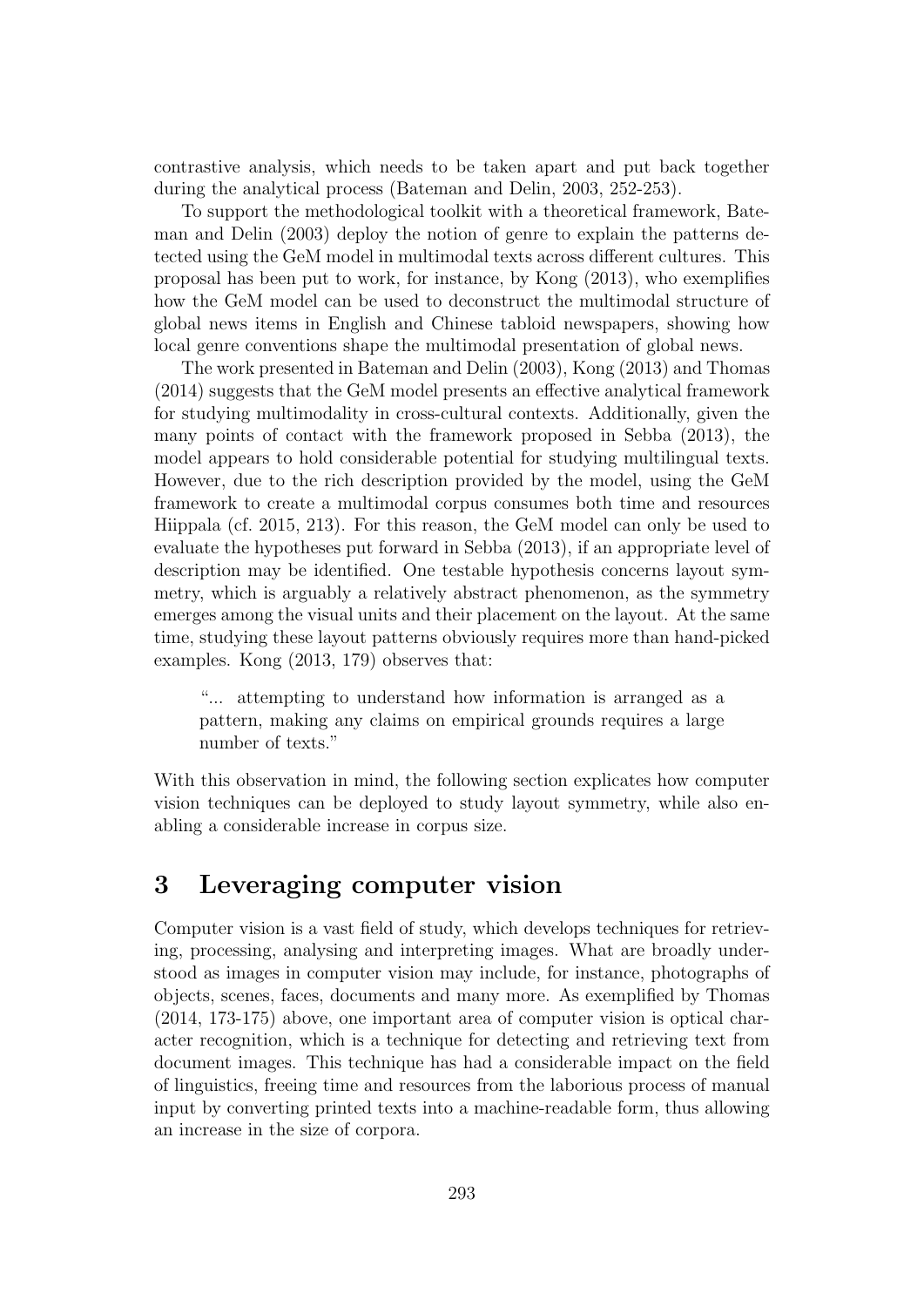contrastive analysis, which needs to be taken apart and put back together during the analytical process (Bateman and Delin, 2003, 252-253).

To support the methodological toolkit with a theoretical framework, Bateman and Delin (2003) deploy the notion of genre to explain the patterns detected using the GeM model in multimodal texts across different cultures. This proposal has been put to work, for instance, by Kong (2013), who exemplifies how the GeM model can be used to deconstruct the multimodal structure of global news items in English and Chinese tabloid newspapers, showing how local genre conventions shape the multimodal presentation of global news.

The work presented in Bateman and Delin (2003), Kong (2013) and Thomas (2014) suggests that the GeM model presents an effective analytical framework for studying multimodality in cross-cultural contexts. Additionally, given the many points of contact with the framework proposed in Sebba (2013), the model appears to hold considerable potential for studying multilingual texts. However, due to the rich description provided by the model, using the GeM framework to create a multimodal corpus consumes both time and resources Hiippala (cf. 2015, 213). For this reason, the GeM model can only be used to evaluate the hypotheses put forward in Sebba (2013), if an appropriate level of description may be identified. One testable hypothesis concerns layout symmetry, which is arguably a relatively abstract phenomenon, as the symmetry emerges among the visual units and their placement on the layout. At the same time, studying these layout patterns obviously requires more than hand-picked examples. Kong (2013, 179) observes that:

> "... attempting to understand how information is arranged as a pattern, making any claims on empirical grounds requires a large number of texts."

With this observation in mind, the following section explicates how computer vision techniques can be deployed to study layout symmetry, while also enabling a considerable increase in corpus size.

# 3 Leveraging computer vision

Computer vision is a vast field of study, which develops techniques for retrieving, processing, analysing and interpreting images. What are broadly understood as images in computer vision may include, for instance, photographs of objects, scenes, faces, documents and many more. As exemplified by Thomas (2014, 173-175) above, one important area of computer vision is optical character recognition, which is a technique for detecting and retrieving text from document images. This technique has had a considerable impact on the field of linguistics, freeing time and resources from the laborious process of manual input by converting printed texts into a machine-readable form, thus allowing an increase in the size of corpora.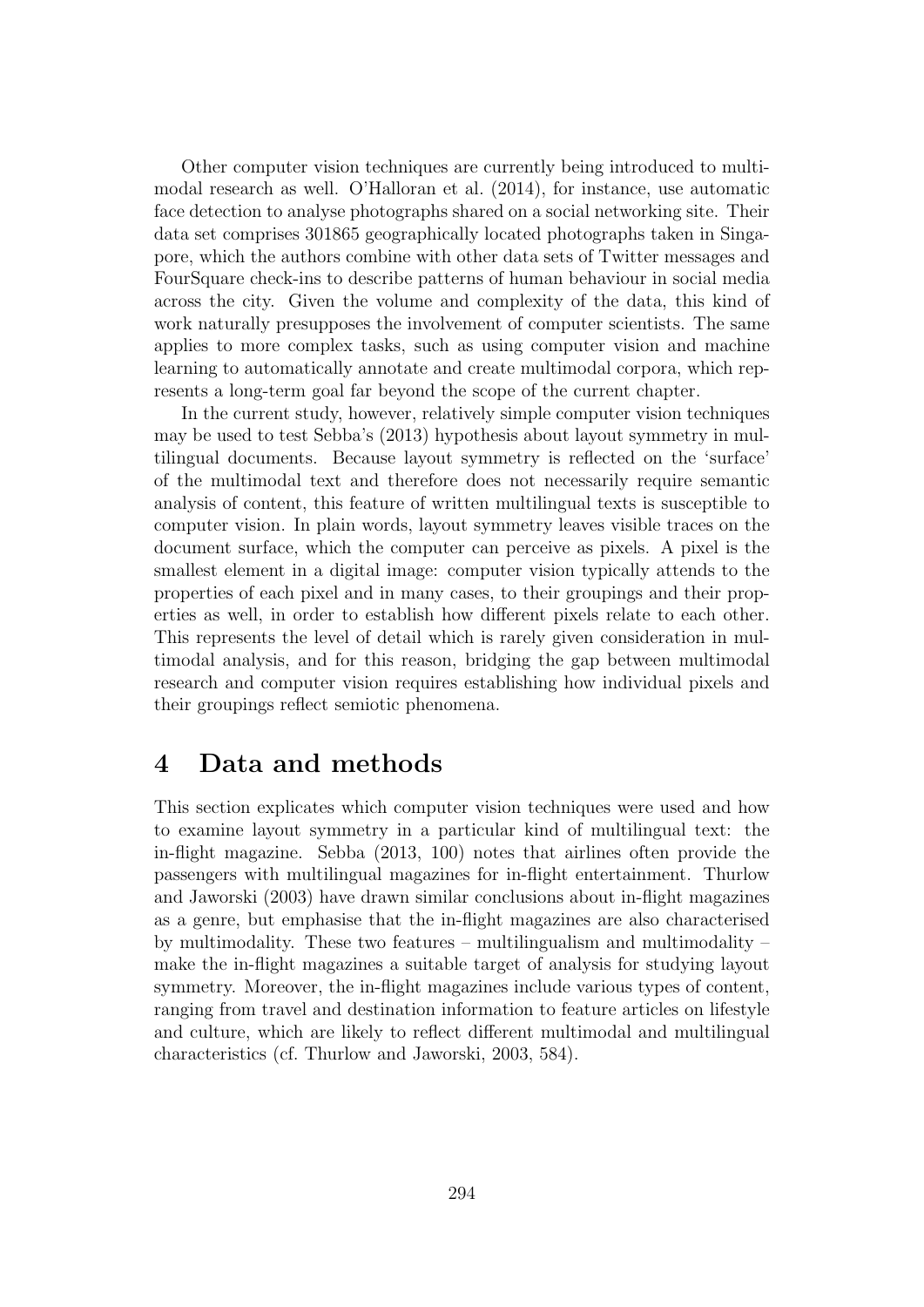Other computer vision techniques are currently being introduced to multimodal research as well. O'Halloran et al. (2014), for instance, use automatic face detection to analyse photographs shared on a social networking site. Their data set comprises 301865 geographically located photographs taken in Singapore, which the authors combine with other data sets of Twitter messages and FourSquare check-ins to describe patterns of human behaviour in social media across the city. Given the volume and complexity of the data, this kind of work naturally presupposes the involvement of computer scientists. The same applies to more complex tasks, such as using computer vision and machine learning to automatically annotate and create multimodal corpora, which represents a long-term goal far beyond the scope of the current chapter.

In the current study, however, relatively simple computer vision techniques may be used to test Sebba's (2013) hypothesis about layout symmetry in multilingual documents. Because layout symmetry is reflected on the 'surface' of the multimodal text and therefore does not necessarily require semantic analysis of content, this feature of written multilingual texts is susceptible to computer vision. In plain words, layout symmetry leaves visible traces on the document surface, which the computer can perceive as pixels. A pixel is the smallest element in a digital image: computer vision typically attends to the properties of each pixel and in many cases, to their groupings and their properties as well, in order to establish how different pixels relate to each other. This represents the level of detail which is rarely given consideration in multimodal analysis, and for this reason, bridging the gap between multimodal research and computer vision requires establishing how individual pixels and their groupings reflect semiotic phenomena.

## 4 Data and methods

This section explicates which computer vision techniques were used and how to examine layout symmetry in a particular kind of multilingual text: the in-flight magazine. Sebba (2013, 100) notes that airlines often provide the passengers with multilingual magazines for in-flight entertainment. Thurlow and Jaworski (2003) have drawn similar conclusions about in-flight magazines as a genre, but emphasise that the in-flight magazines are also characterised by multimodality. These two features – multilingualism and multimodality – make the in-flight magazines a suitable target of analysis for studying layout symmetry. Moreover, the in-flight magazines include various types of content, ranging from travel and destination information to feature articles on lifestyle and culture, which are likely to reflect different multimodal and multilingual characteristics (cf. Thurlow and Jaworski, 2003, 584).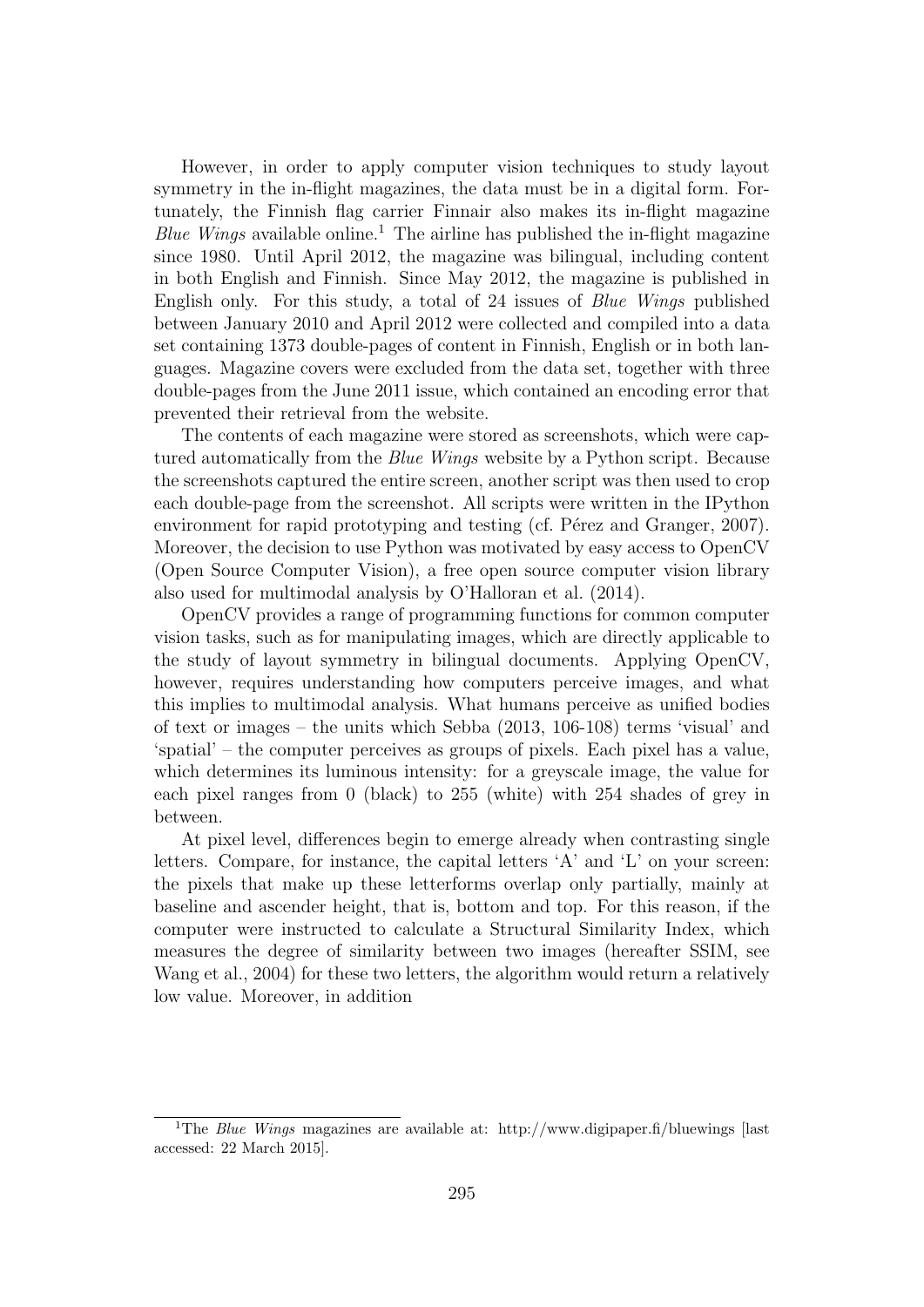However, in order to apply computer vision techniques to study layout symmetry in the in-flight magazines, the data must be in a digital form. Fortunately, the Finnish flag carrier Finnair also makes its in-flight magazine *Blue Wings* available online.[1] The airline has published the in-flight magazine since 1980. Until April 2012, the magazine was bilingual, including content in both English and Finnish. Since May 2012, the magazine is published in English only. For this study, a total of 24 issues of *Blue Wings* published between January 2010 and April 2012 were collected and compiled into a data set containing 1373 double-pages of content in Finnish, English or in both languages. Magazine covers were excluded from the data set, together with three double-pages from the June 2011 issue, which contained an encoding error that prevented their retrieval from the website.

The contents of each magazine were stored as screenshots, which were captured automatically from the *Blue Wings* website by a Python script. Because the screenshots captured the entire screen, another script was then used to crop each double-page from the screenshot. All scripts were written in the IPython environment for rapid prototyping and testing (cf. Pérez and Granger, 2007). Moreover, the decision to use Python was motivated by easy access to OpenCV (Open Source Computer Vision), a free open source computer vision library also used for multimodal analysis by O'Halloran et al. (2014).

OpenCV provides a range of programming functions for common computer vision tasks, such as for manipulating images, which are directly applicable to the study of layout symmetry in bilingual documents. Applying OpenCV, however, requires understanding how computers perceive images, and what this implies to multimodal analysis. What humans perceive as unified bodies of text or images – the units which Sebba (2013, 106-108) terms 'visual' and 'spatial' – the computer perceives as groups of pixels. Each pixel has a value, which determines its luminous intensity: for a greyscale image, the value for each pixel ranges from 0 (black) to 255 (white) with 254 shades of grey in between.

At pixel level, differences begin to emerge already when contrasting single letters. Compare, for instance, the capital letters 'A' and 'L' on your screen: the pixels that make up these letterforms overlap only partially, mainly at baseline and ascender height, that is, bottom and top. For this reason, if the computer were instructed to calculate a Structural Similarity Index, which measures the degree of similarity between two images (hereafter SSIM, see Wang et al., 2004) for these two letters, the algorithm would return a relatively low value. Moreover, in addition

[1] The *Blue Wings* magazines are available at: http://www.digipaper.fi/bluewings [last accessed: 22 March 2015].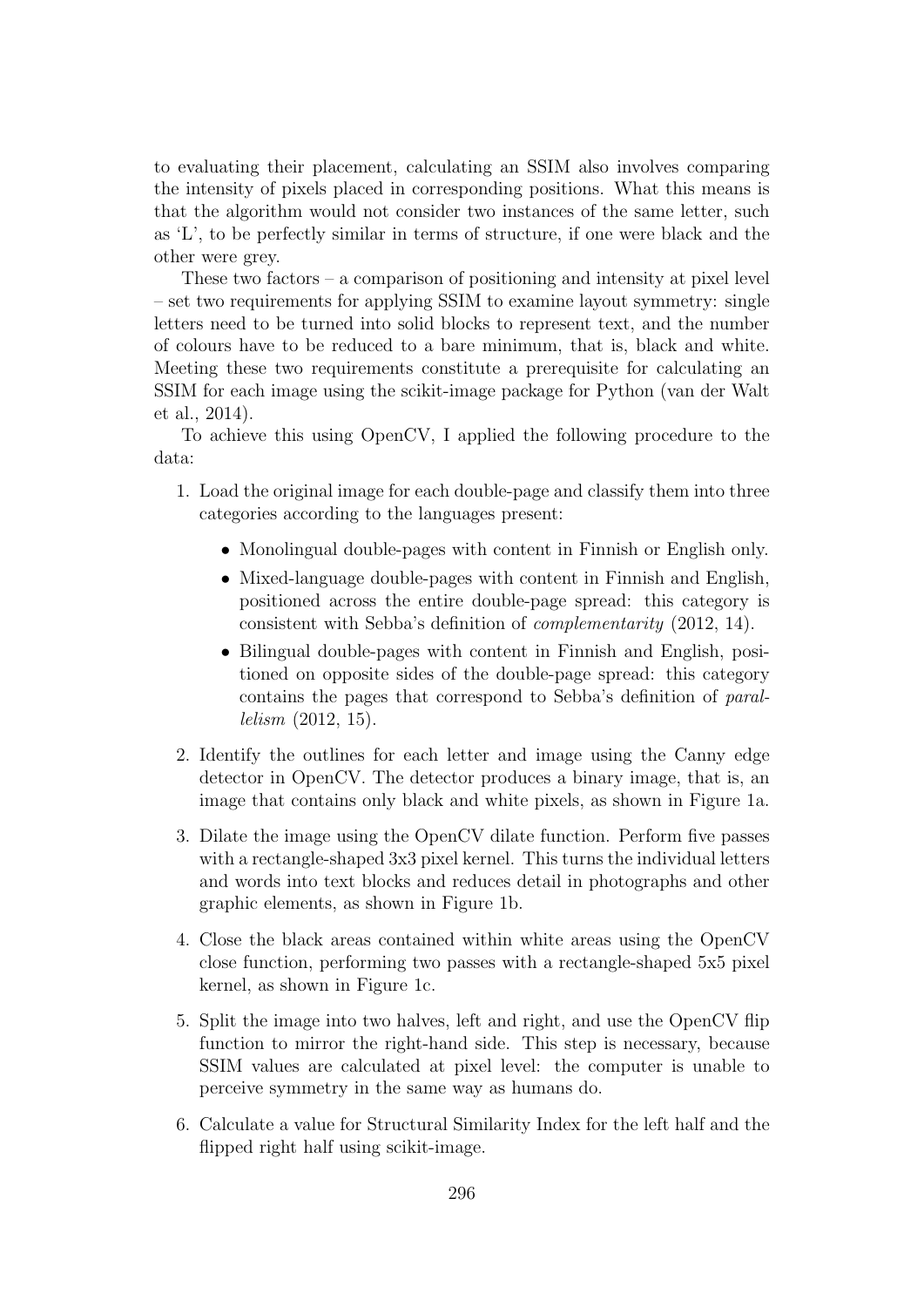to evaluating their placement, calculating an SSIM also involves comparing the intensity of pixels placed in corresponding positions. What this means is that the algorithm would not consider two instances of the same letter, such as 'L', to be perfectly similar in terms of structure, if one were black and the other were grey.

These two factors – a comparison of positioning and intensity at pixel level – set two requirements for applying SSIM to examine layout symmetry: single letters need to be turned into solid blocks to represent text, and the number of colours have to be reduced to a bare minimum, that is, black and white. Meeting these two requirements constitute a prerequisite for calculating an SSIM for each image using the scikit-image package for Python (van der Walt et al., 2014).

To achieve this using OpenCV, I applied the following procedure to the data:

1. Load the original image for each double-page and classify them into three categories according to the languages present:
   - Monolingual double-pages with content in Finnish or English only.
   - Mixed-language double-pages with content in Finnish and English, positioned across the entire double-page spread: this category is consistent with Sebba's definition of *complementarity* (2012, 14).
   - Bilingual double-pages with content in Finnish and English, positioned on opposite sides of the double-page spread: this category contains the pages that correspond to Sebba's definition of *parallelism* (2012, 15).
2. Identify the outlines for each letter and image using the Canny edge detector in OpenCV. The detector produces a binary image, that is, an image that contains only black and white pixels, as shown in Figure 1a.
3. Dilate the image using the OpenCV dilate function. Perform five passes with a rectangle-shaped 3x3 pixel kernel. This turns the individual letters and words into text blocks and reduces detail in photographs and other graphic elements, as shown in Figure 1b.
4. Close the black areas contained within white areas using the OpenCV close function, performing two passes with a rectangle-shaped 5x5 pixel kernel, as shown in Figure 1c.
5. Split the image into two halves, left and right, and use the OpenCV flip function to mirror the right-hand side. This step is necessary, because SSIM values are calculated at pixel level: the computer is unable to perceive symmetry in the same way as humans do.
6. Calculate a value for Structural Similarity Index for the left half and the flipped right half using scikit-image.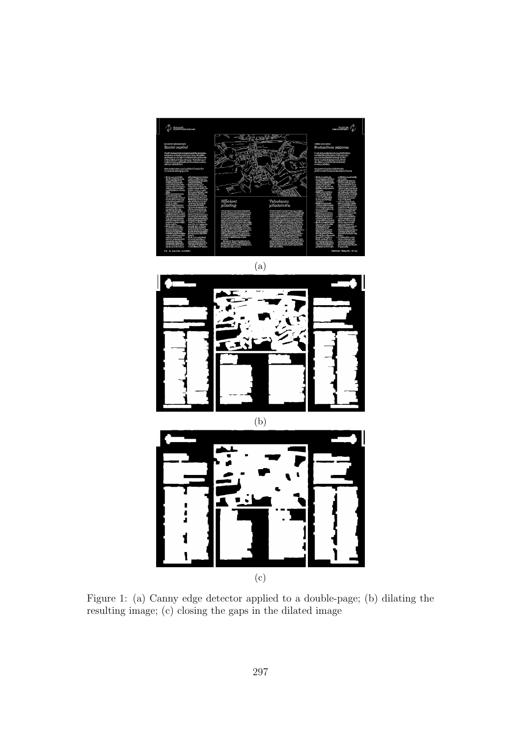(a)

(b)

(c)

Figure 1: (a) Canny edge detector applied to a double-page; (b) dilating the resulting image; (c) closing the gaps in the dilated image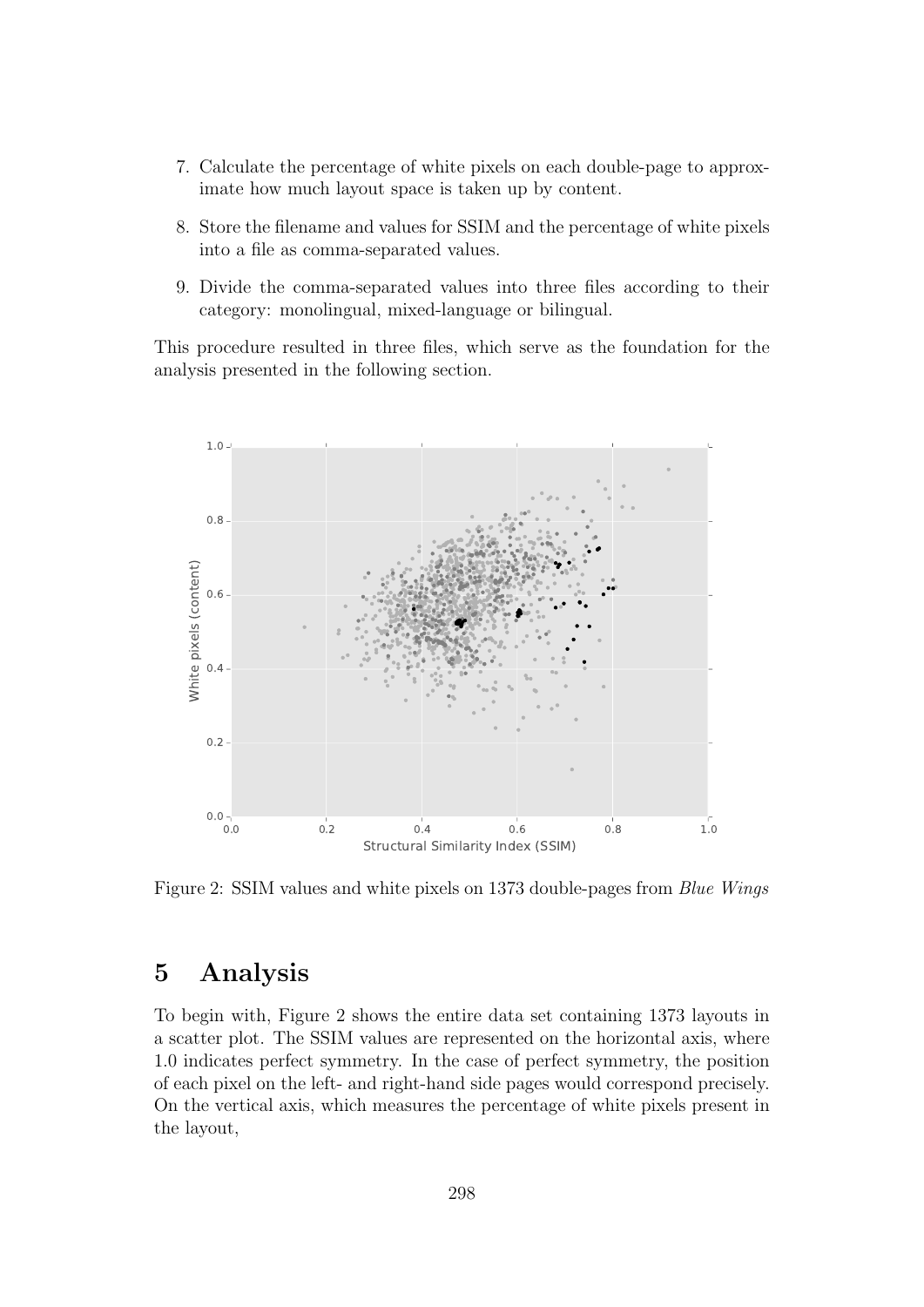7. Calculate the percentage of white pixels on each double-page to approximate how much layout space is taken up by content.

8. Store the filename and values for SSIM and the percentage of white pixels into a file as comma-separated values.

9. Divide the comma-separated values into three files according to their category: monolingual, mixed-language or bilingual.

This procedure resulted in three files, which serve as the foundation for the analysis presented in the following section.

Figure 2: SSIM values and white pixels on 1373 double-pages from *Blue Wings*

## 5 Analysis

To begin with, Figure 2 shows the entire data set containing 1373 layouts in a scatter plot. The SSIM values are represented on the horizontal axis, where 1.0 indicates perfect symmetry. In the case of perfect symmetry, the position of each pixel on the left- and right-hand side pages would correspond precisely. On the vertical axis, which measures the percentage of white pixels present in the layout,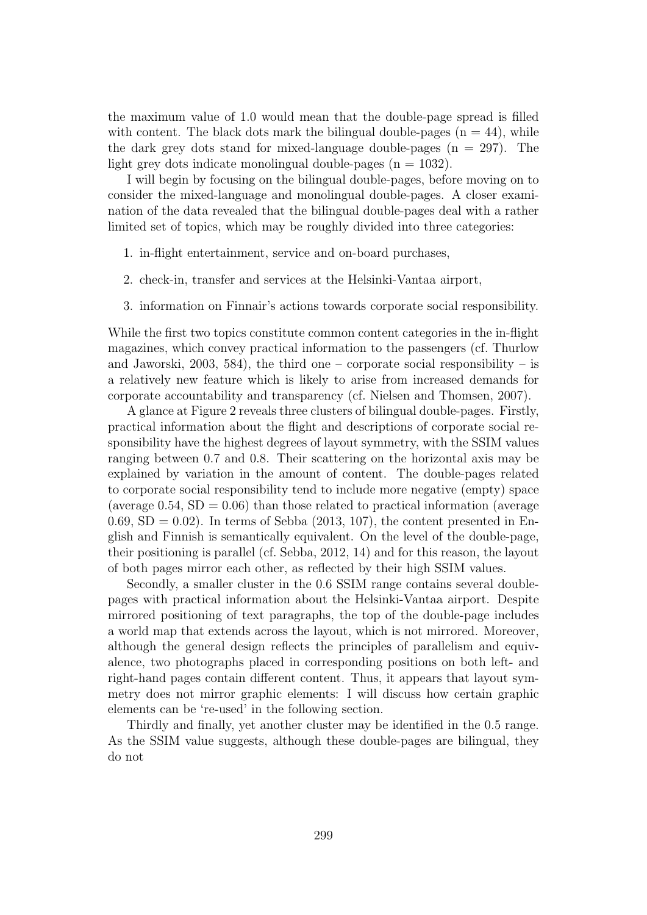the maximum value of 1.0 would mean that the double-page spread is filled with content. The black dots mark the bilingual double-pages ($n = 44$), while the dark grey dots stand for mixed-language double-pages ($n = 297$). The light grey dots indicate monolingual double-pages ($n = 1032$).

I will begin by focusing on the bilingual double-pages, before moving on to consider the mixed-language and monolingual double-pages. A closer examination of the data revealed that the bilingual double-pages deal with a rather limited set of topics, which may be roughly divided into three categories:

1. in-flight entertainment, service and on-board purchases,
2. check-in, transfer and services at the Helsinki-Vantaa airport,
3. information on Finnair's actions towards corporate social responsibility.

While the first two topics constitute common content categories in the in-flight magazines, which convey practical information to the passengers (cf. Thurlow and Jaworski, 2003, 584), the third one – corporate social responsibility – is a relatively new feature which is likely to arise from increased demands for corporate accountability and transparency (cf. Nielsen and Thomsen, 2007).

A glance at Figure 2 reveals three clusters of bilingual double-pages. Firstly, practical information about the flight and descriptions of corporate social responsibility have the highest degrees of layout symmetry, with the SSIM values ranging between 0.7 and 0.8. Their scattering on the horizontal axis may be explained by variation in the amount of content. The double-pages related to corporate social responsibility tend to include more negative (empty) space (average 0.54, $SD = 0.06$) than those related to practical information (average 0.69, $SD = 0.02$). In terms of Sebba (2013, 107), the content presented in English and Finnish is semantically equivalent. On the level of the double-page, their positioning is parallel (cf. Sebba, 2012, 14) and for this reason, the layout of both pages mirror each other, as reflected by their high SSIM values.

Secondly, a smaller cluster in the 0.6 SSIM range contains several double-pages with practical information about the Helsinki-Vantaa airport. Despite mirrored positioning of text paragraphs, the top of the double-page includes a world map that extends across the layout, which is not mirrored. Moreover, although the general design reflects the principles of parallelism and equivalence, two photographs placed in corresponding positions on both left- and right-hand pages contain different content. Thus, it appears that layout symmetry does not mirror graphic elements: I will discuss how certain graphic elements can be 're-used' in the following section.

Thirdly and finally, yet another cluster may be identified in the 0.5 range. As the SSIM value suggests, although these double-pages are bilingual, they do not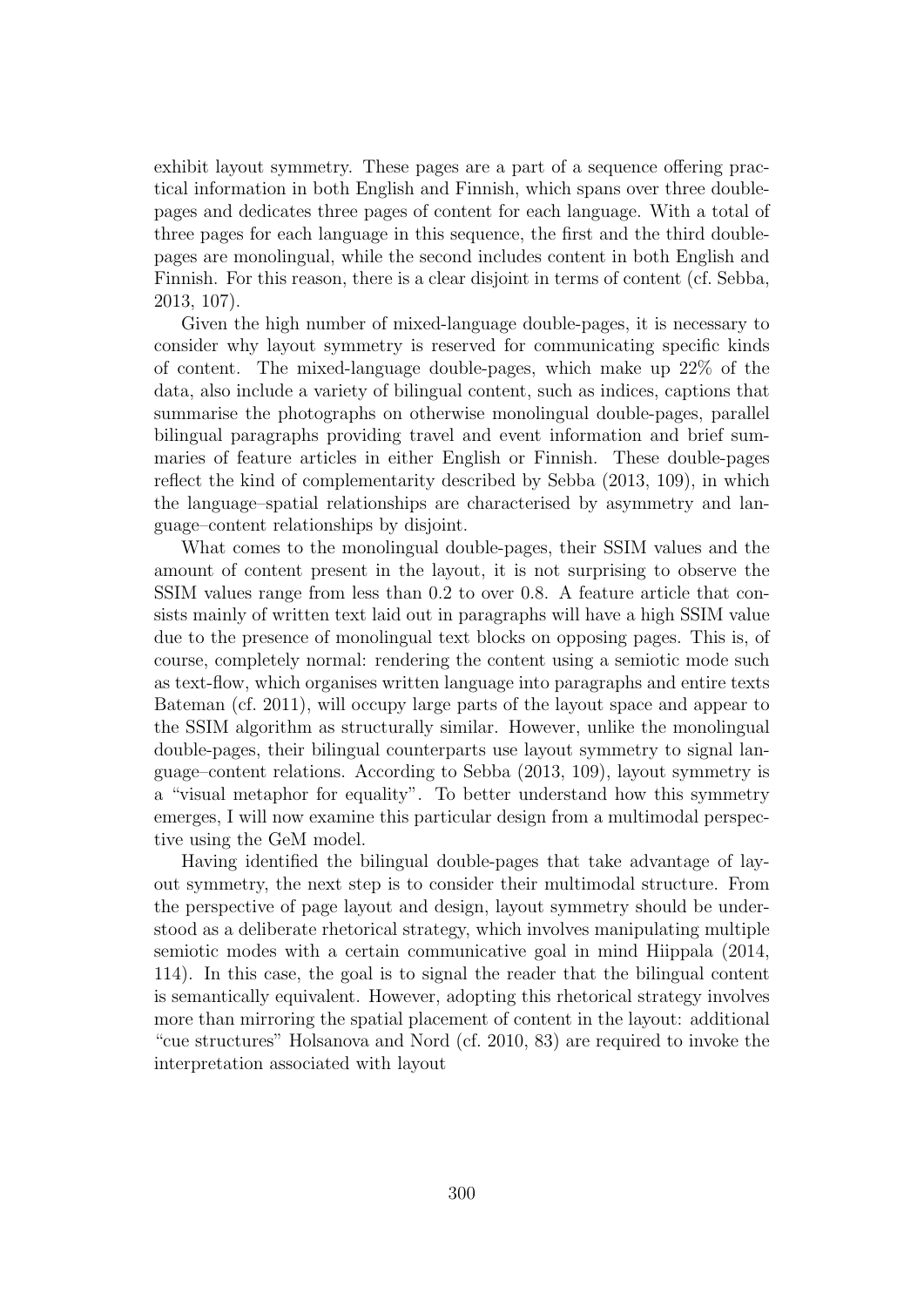exhibit layout symmetry. These pages are a part of a sequence offering practical information in both English and Finnish, which spans over three double-pages and dedicates three pages of content for each language. With a total of three pages for each language in this sequence, the first and the third double-pages are monolingual, while the second includes content in both English and Finnish. For this reason, there is a clear disjoint in terms of content (cf. Sebba, 2013, 107).

Given the high number of mixed-language double-pages, it is necessary to consider why layout symmetry is reserved for communicating specific kinds of content. The mixed-language double-pages, which make up 22% of the data, also include a variety of bilingual content, such as indices, captions that summarise the photographs on otherwise monolingual double-pages, parallel bilingual paragraphs providing travel and event information and brief summaries of feature articles in either English or Finnish. These double-pages reflect the kind of complementarity described by Sebba (2013, 109), in which the language–spatial relationships are characterised by asymmetry and language–content relationships by disjoint.

What comes to the monolingual double-pages, their SSIM values and the amount of content present in the layout, it is not surprising to observe the SSIM values range from less than 0.2 to over 0.8. A feature article that consists mainly of written text laid out in paragraphs will have a high SSIM value due to the presence of monolingual text blocks on opposing pages. This is, of course, completely normal: rendering the content using a semiotic mode such as text-flow, which organises written language into paragraphs and entire texts Bateman (cf. 2011), will occupy large parts of the layout space and appear to the SSIM algorithm as structurally similar. However, unlike the monolingual double-pages, their bilingual counterparts use layout symmetry to signal language–content relations. According to Sebba (2013, 109), layout symmetry is a "visual metaphor for equality". To better understand how this symmetry emerges, I will now examine this particular design from a multimodal perspective using the GeM model.

Having identified the bilingual double-pages that take advantage of layout symmetry, the next step is to consider their multimodal structure. From the perspective of page layout and design, layout symmetry should be understood as a deliberate rhetorical strategy, which involves manipulating multiple semiotic modes with a certain communicative goal in mind Hiippala (2014, 114). In this case, the goal is to signal the reader that the bilingual content is semantically equivalent. However, adopting this rhetorical strategy involves more than mirroring the spatial placement of content in the layout: additional "cue structures" Holsanova and Nord (cf. 2010, 83) are required to invoke the interpretation associated with layout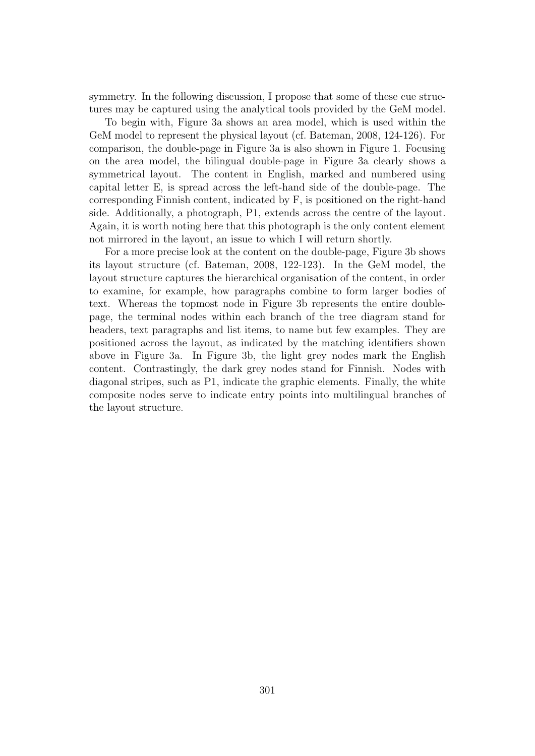symmetry. In the following discussion, I propose that some of these cue structures may be captured using the analytical tools provided by the GeM model.

To begin with, Figure 3a shows an area model, which is used within the GeM model to represent the physical layout (cf. Bateman, 2008, 124-126). For comparison, the double-page in Figure 3a is also shown in Figure 1. Focusing on the area model, the bilingual double-page in Figure 3a clearly shows a symmetrical layout. The content in English, marked and numbered using capital letter E, is spread across the left-hand side of the double-page. The corresponding Finnish content, indicated by F, is positioned on the right-hand side. Additionally, a photograph, P1, extends across the centre of the layout. Again, it is worth noting here that this photograph is the only content element not mirrored in the layout, an issue to which I will return shortly.

For a more precise look at the content on the double-page, Figure 3b shows its layout structure (cf. Bateman, 2008, 122-123). In the GeM model, the layout structure captures the hierarchical organisation of the content, in order to examine, for example, how paragraphs combine to form larger bodies of text. Whereas the topmost node in Figure 3b represents the entire double-page, the terminal nodes within each branch of the tree diagram stand for headers, text paragraphs and list items, to name but few examples. They are positioned across the layout, as indicated by the matching identifiers shown above in Figure 3a. In Figure 3b, the light grey nodes mark the English content. Contrastingly, the dark grey nodes stand for Finnish. Nodes with diagonal stripes, such as P1, indicate the graphic elements. Finally, the white composite nodes serve to indicate entry points into multilingual branches of the layout structure.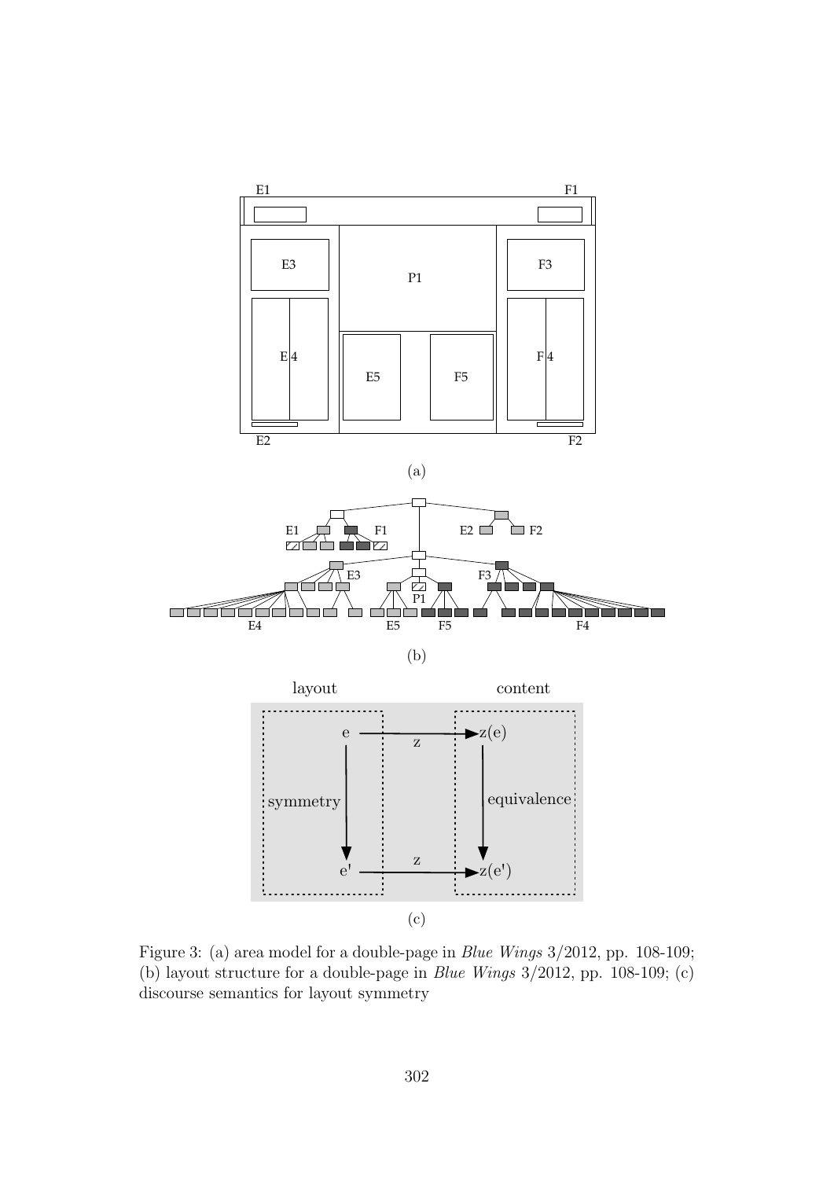Figure 3: (a) area model for a double-page in *Blue Wings* 3/2012, pp. 108-109; (b) layout structure for a double-page in *Blue Wings* 3/2012, pp. 108-109; (c) discourse semantics for layout symmetry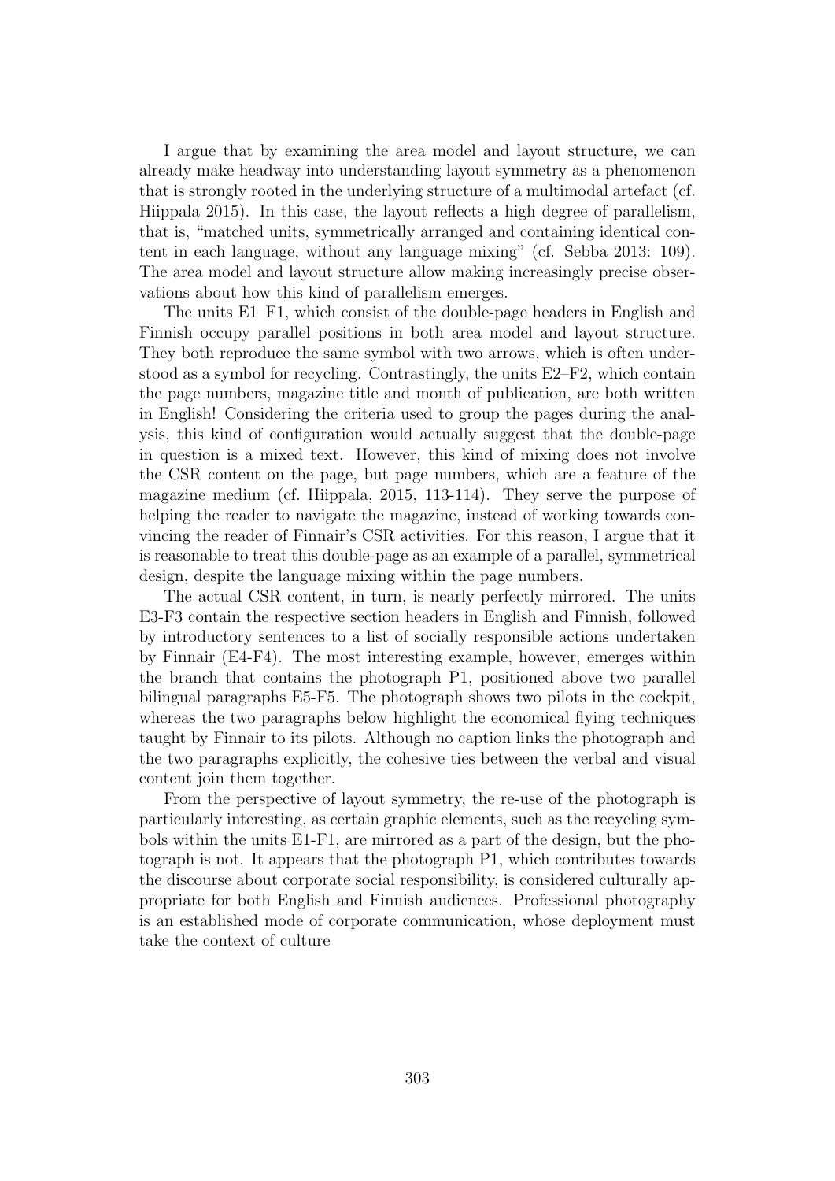I argue that by examining the area model and layout structure, we can already make headway into understanding layout symmetry as a phenomenon that is strongly rooted in the underlying structure of a multimodal artefact (cf. Hiippala 2015). In this case, the layout reflects a high degree of parallelism, that is, "matched units, symmetrically arranged and containing identical content in each language, without any language mixing" (cf. Sebba 2013: 109). The area model and layout structure allow making increasingly precise observations about how this kind of parallelism emerges.

The units E1–F1, which consist of the double-page headers in English and Finnish occupy parallel positions in both area model and layout structure. They both reproduce the same symbol with two arrows, which is often understood as a symbol for recycling. Contrastingly, the units E2–F2, which contain the page numbers, magazine title and month of publication, are both written in English! Considering the criteria used to group the pages during the analysis, this kind of configuration would actually suggest that the double-page in question is a mixed text. However, this kind of mixing does not involve the CSR content on the page, but page numbers, which are a feature of the magazine medium (cf. Hiippala, 2015, 113-114). They serve the purpose of helping the reader to navigate the magazine, instead of working towards convincing the reader of Finnair's CSR activities. For this reason, I argue that it is reasonable to treat this double-page as an example of a parallel, symmetrical design, despite the language mixing within the page numbers.

The actual CSR content, in turn, is nearly perfectly mirrored. The units E3-F3 contain the respective section headers in English and Finnish, followed by introductory sentences to a list of socially responsible actions undertaken by Finnair (E4-F4). The most interesting example, however, emerges within the branch that contains the photograph P1, positioned above two parallel bilingual paragraphs E5-F5. The photograph shows two pilots in the cockpit, whereas the two paragraphs below highlight the economical flying techniques taught by Finnair to its pilots. Although no caption links the photograph and the two paragraphs explicitly, the cohesive ties between the verbal and visual content join them together.

From the perspective of layout symmetry, the re-use of the photograph is particularly interesting, as certain graphic elements, such as the recycling symbols within the units E1-F1, are mirrored as a part of the design, but the photograph is not. It appears that the photograph P1, which contributes towards the discourse about corporate social responsibility, is considered culturally appropriate for both English and Finnish audiences. Professional photography is an established mode of corporate communication, whose deployment must take the context of culture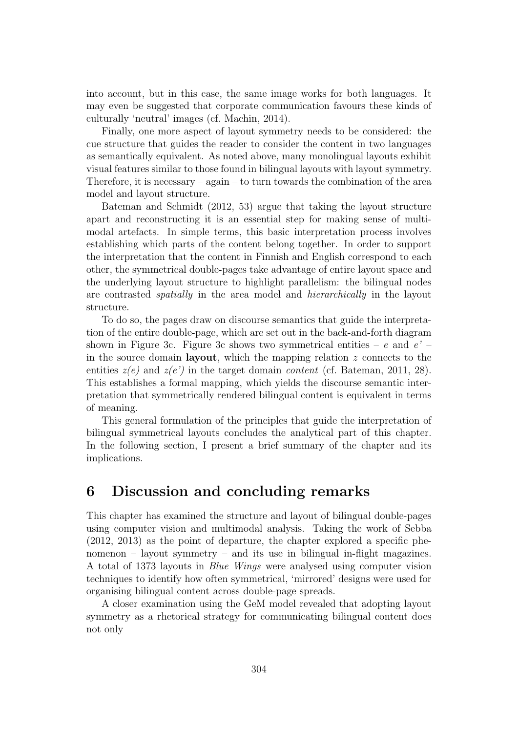into account, but in this case, the same image works for both languages. It may even be suggested that corporate communication favours these kinds of culturally 'neutral' images (cf. Machin, 2014).

Finally, one more aspect of layout symmetry needs to be considered: the cue structure that guides the reader to consider the content in two languages as semantically equivalent. As noted above, many monolingual layouts exhibit visual features similar to those found in bilingual layouts with layout symmetry. Therefore, it is necessary – again – to turn towards the combination of the area model and layout structure.

Bateman and Schmidt (2012, 53) argue that taking the layout structure apart and reconstructing it is an essential step for making sense of multimodal artefacts. In simple terms, this basic interpretation process involves establishing which parts of the content belong together. In order to support the interpretation that the content in Finnish and English correspond to each other, the symmetrical double-pages take advantage of entire layout space and the underlying layout structure to highlight parallelism: the bilingual nodes are contrasted *spatially* in the area model and *hierarchically* in the layout structure.

To do so, the pages draw on discourse semantics that guide the interpretation of the entire double-page, which are set out in the back-and-forth diagram shown in Figure 3c. Figure 3c shows two symmetrical entities – *e* and *e'* – in the source domain **layout**, which the mapping relation *z* connects to the entities *z(e)* and *z(e')* in the target domain *content* (cf. Bateman, 2011, 28). This establishes a formal mapping, which yields the discourse semantic interpretation that symmetrically rendered bilingual content is equivalent in terms of meaning.

This general formulation of the principles that guide the interpretation of bilingual symmetrical layouts concludes the analytical part of this chapter. In the following section, I present a brief summary of the chapter and its implications.

# 6 Discussion and concluding remarks

This chapter has examined the structure and layout of bilingual double-pages using computer vision and multimodal analysis. Taking the work of Sebba (2012, 2013) as the point of departure, the chapter explored a specific phenomenon – layout symmetry – and its use in bilingual in-flight magazines. A total of 1373 layouts in *Blue Wings* were analysed using computer vision techniques to identify how often symmetrical, 'mirrored' designs were used for organising bilingual content across double-page spreads.

A closer examination using the GeM model revealed that adopting layout symmetry as a rhetorical strategy for communicating bilingual content does not only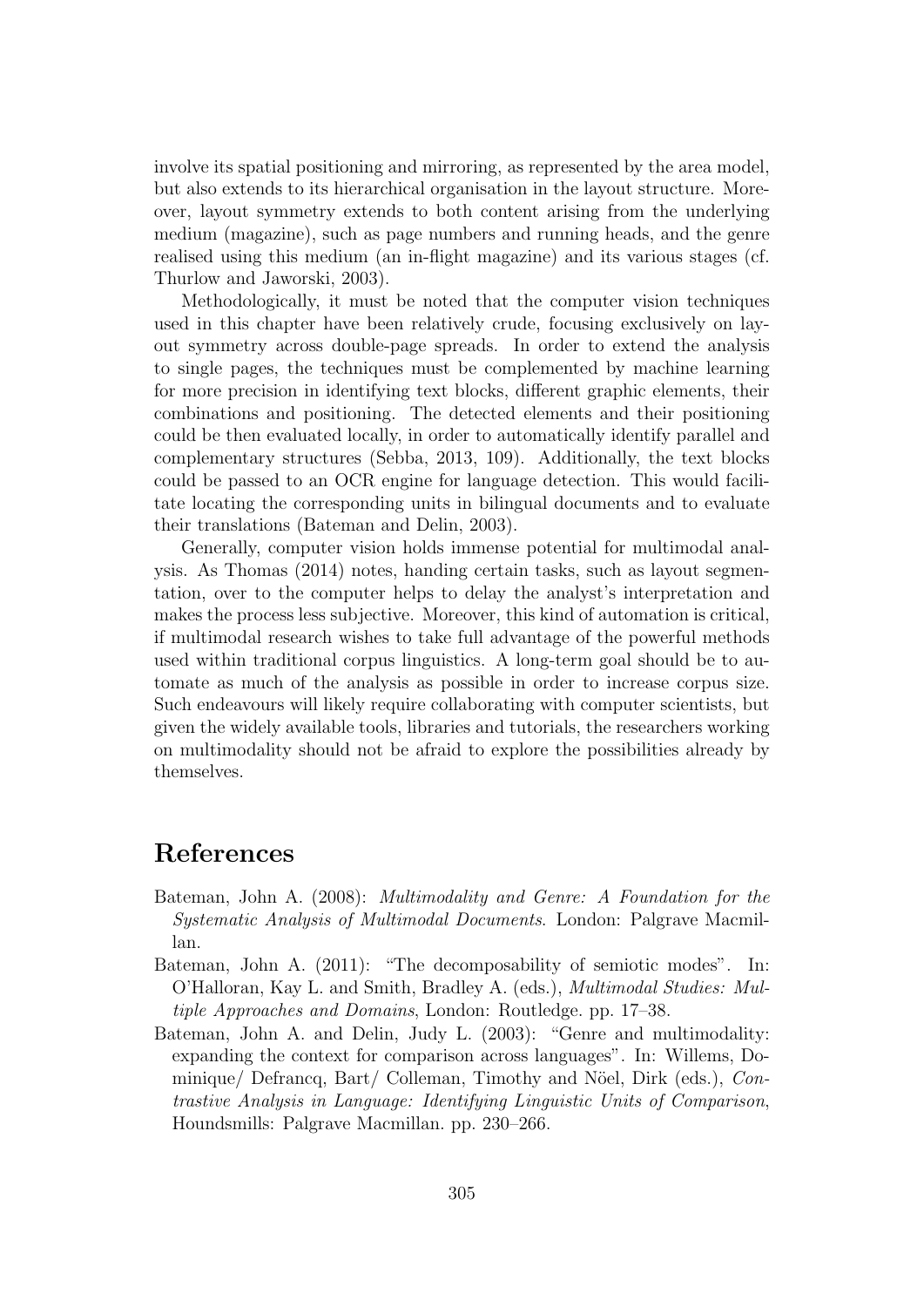involve its spatial positioning and mirroring, as represented by the area model, but also extends to its hierarchical organisation in the layout structure. Moreover, layout symmetry extends to both content arising from the underlying medium (magazine), such as page numbers and running heads, and the genre realised using this medium (an in-flight magazine) and its various stages (cf. Thurlow and Jaworski, 2003).

Methodologically, it must be noted that the computer vision techniques used in this chapter have been relatively crude, focusing exclusively on layout symmetry across double-page spreads. In order to extend the analysis to single pages, the techniques must be complemented by machine learning for more precision in identifying text blocks, different graphic elements, their combinations and positioning. The detected elements and their positioning could be then evaluated locally, in order to automatically identify parallel and complementary structures (Sebba, 2013, 109). Additionally, the text blocks could be passed to an OCR engine for language detection. This would facilitate locating the corresponding units in bilingual documents and to evaluate their translations (Bateman and Delin, 2003).

Generally, computer vision holds immense potential for multimodal analysis. As Thomas (2014) notes, handing certain tasks, such as layout segmentation, over to the computer helps to delay the analyst's interpretation and makes the process less subjective. Moreover, this kind of automation is critical, if multimodal research wishes to take full advantage of the powerful methods used within traditional corpus linguistics. A long-term goal should be to automate as much of the analysis as possible in order to increase corpus size. Such endeavours will likely require collaborating with computer scientists, but given the widely available tools, libraries and tutorials, the researchers working on multimodality should not be afraid to explore the possibilities already by themselves.

# References

Bateman, John A. (2008): *Multimodality and Genre: A Foundation for the Systematic Analysis of Multimodal Documents*. London: Palgrave Macmillan.

Bateman, John A. (2011): "The decomposability of semiotic modes". In: O'Halloran, Kay L. and Smith, Bradley A. (eds.), *Multimodal Studies: Multiple Approaches and Domains*, London: Routledge. pp. 17–38.

Bateman, John A. and Delin, Judy L. (2003): "Genre and multimodality: expanding the context for comparison across languages". In: Willems, Dominique/ Defrancq, Bart/ Colleman, Timothy and Nöel, Dirk (eds.), *Contrastive Analysis in Language: Identifying Linguistic Units of Comparison*, Houndsmills: Palgrave Macmillan. pp. 230–266.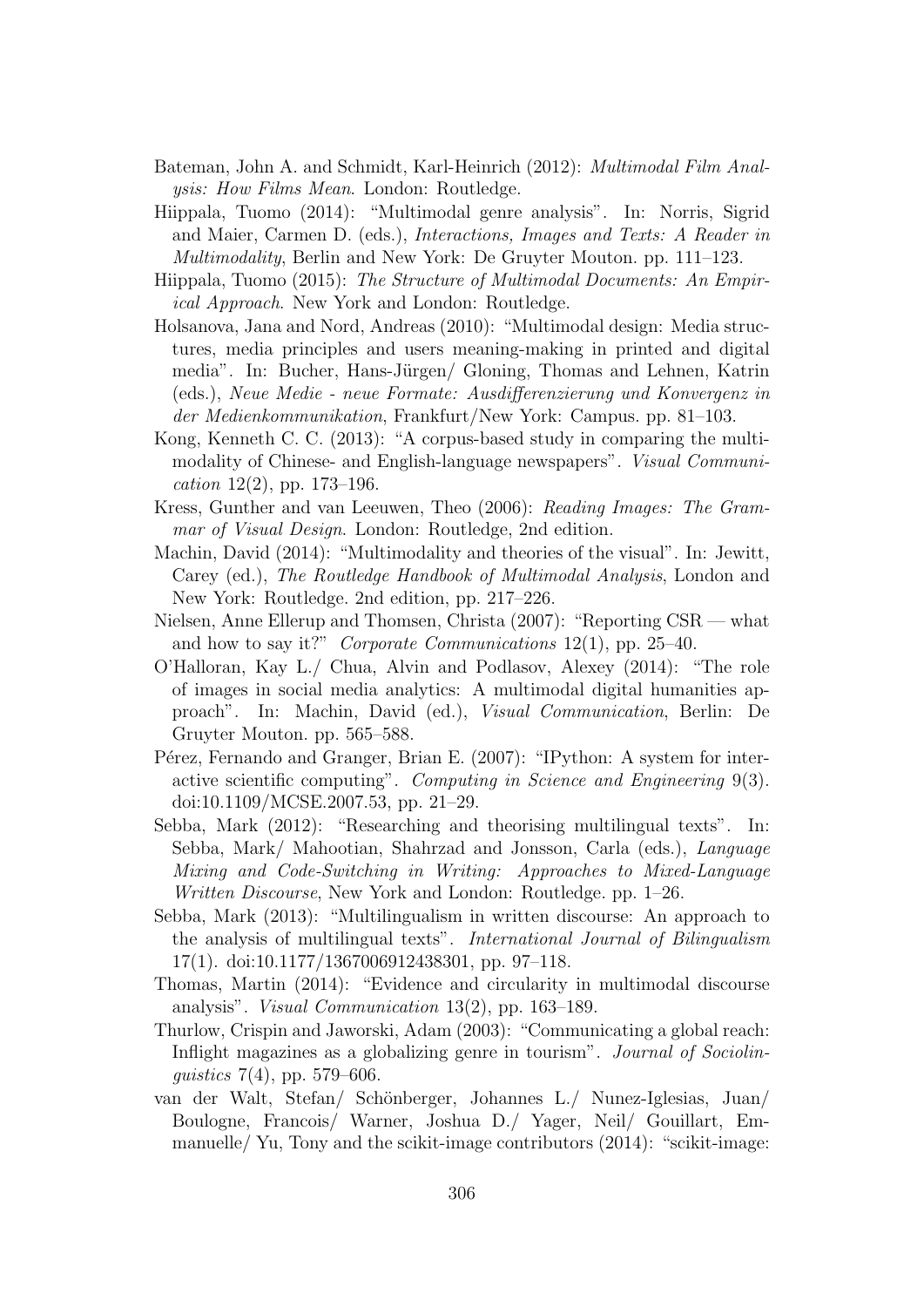Bateman, John A. and Schmidt, Karl-Heinrich (2012): *Multimodal Film Analysis: How Films Mean*. London: Routledge.

Hiippala, Tuomo (2014): "Multimodal genre analysis". In: Norris, Sigrid and Maier, Carmen D. (eds.), *Interactions, Images and Texts: A Reader in Multimodality*, Berlin and New York: De Gruyter Mouton. pp. 111–123.

Hiippala, Tuomo (2015): *The Structure of Multimodal Documents: An Empirical Approach*. New York and London: Routledge.

Holsanova, Jana and Nord, Andreas (2010): "Multimodal design: Media structures, media principles and users meaning-making in printed and digital media". In: Bucher, Hans-Jürgen/ Gloning, Thomas and Lehnen, Katrin (eds.), *Neue Medie - neue Formate: Ausdifferenzierung und Konvergenz in der Medienkommunikation*, Frankfurt/New York: Campus. pp. 81–103.

Kong, Kenneth C. C. (2013): "A corpus-based study in comparing the multimodality of Chinese- and English-language newspapers". *Visual Communication* 12(2), pp. 173–196.

Kress, Gunther and van Leeuwen, Theo (2006): *Reading Images: The Grammar of Visual Design*. London: Routledge, 2nd edition.

Machin, David (2014): "Multimodality and theories of the visual". In: Jewitt, Carey (ed.), *The Routledge Handbook of Multimodal Analysis*, London and New York: Routledge. 2nd edition, pp. 217–226.

Nielsen, Anne Ellerup and Thomsen, Christa (2007): "Reporting CSR — what and how to say it?" *Corporate Communications* 12(1), pp. 25–40.

O'Halloran, Kay L./ Chua, Alvin and Podlasov, Alexey (2014): "The role of images in social media analytics: A multimodal digital humanities approach". In: Machin, David (ed.), *Visual Communication*, Berlin: De Gruyter Mouton. pp. 565–588.

Pérez, Fernando and Granger, Brian E. (2007): "IPython: A system for interactive scientific computing". *Computing in Science and Engineering* 9(3). doi:10.1109/MCSE.2007.53, pp. 21–29.

Sebba, Mark (2012): "Researching and theorising multilingual texts". In: Sebba, Mark/ Mahootian, Shahrzad and Jonsson, Carla (eds.), *Language Mixing and Code-Switching in Writing: Approaches to Mixed-Language Written Discourse*, New York and London: Routledge. pp. 1–26.

Sebba, Mark (2013): "Multilingualism in written discourse: An approach to the analysis of multilingual texts". *International Journal of Bilingualism* 17(1). doi:10.1177/1367006912438301, pp. 97–118.

Thomas, Martin (2014): "Evidence and circularity in multimodal discourse analysis". *Visual Communication* 13(2), pp. 163–189.

Thurlow, Crispin and Jaworski, Adam (2003): "Communicating a global reach: Inflight magazines as a globalizing genre in tourism". *Journal of Sociolinguistics* 7(4), pp. 579–606.

van der Walt, Stefan/ Schönberger, Johannes L./ Nunez-Iglesias, Juan/ Boulogne, Francois/ Warner, Joshua D./ Yager, Neil/ Gouillart, Emmanuelle/ Yu, Tony and the scikit-image contributors (2014): "scikit-image: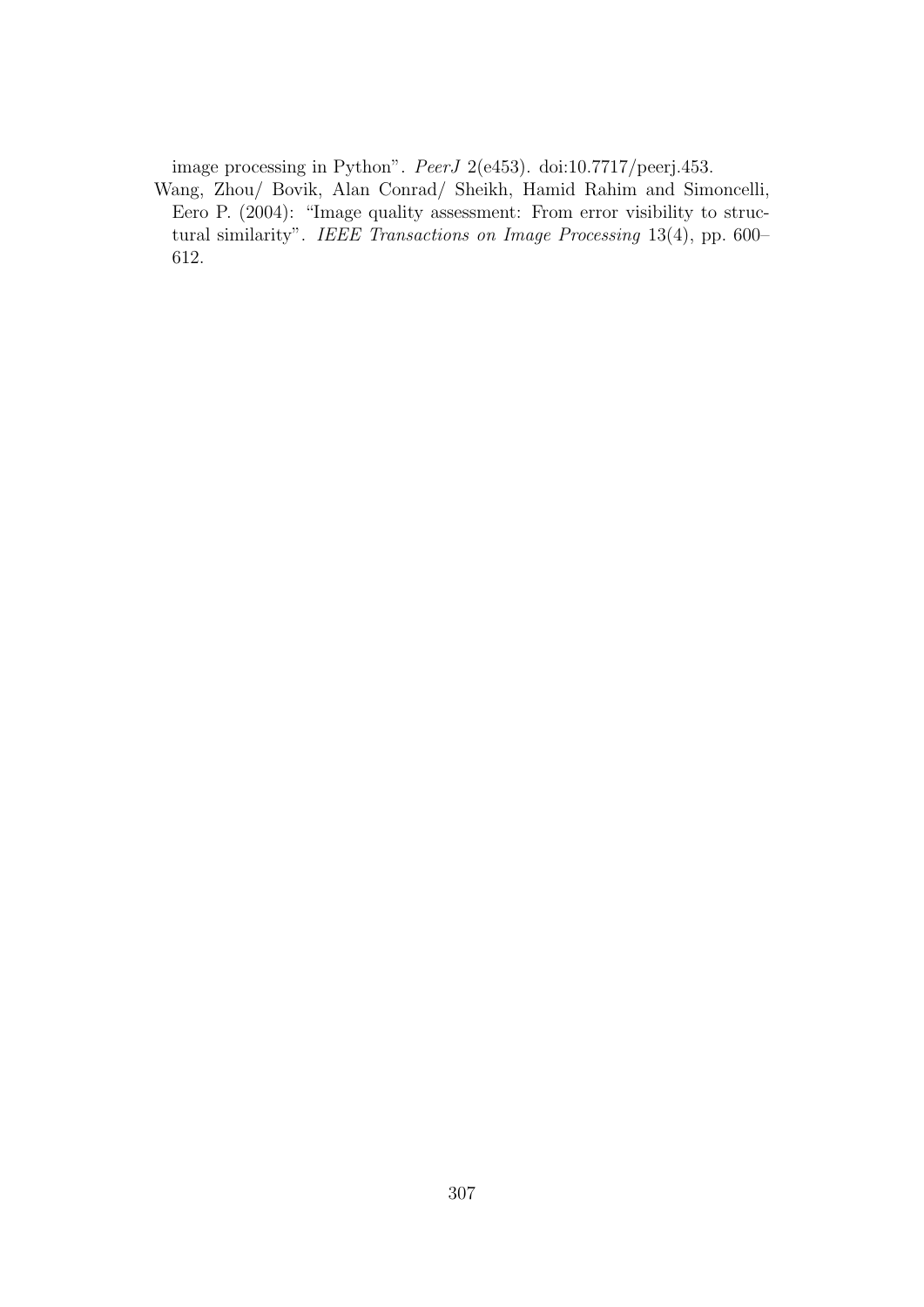image processing in Python". *PeerJ* 2(e453). doi:10.7717/peerj.453.

Wang, Zhou/ Bovik, Alan Conrad/ Sheikh, Hamid Rahim and Simoncelli, Eero P. (2004): "Image quality assessment: From error visibility to structural similarity". *IEEE Transactions on Image Processing* 13(4), pp. 600–612.